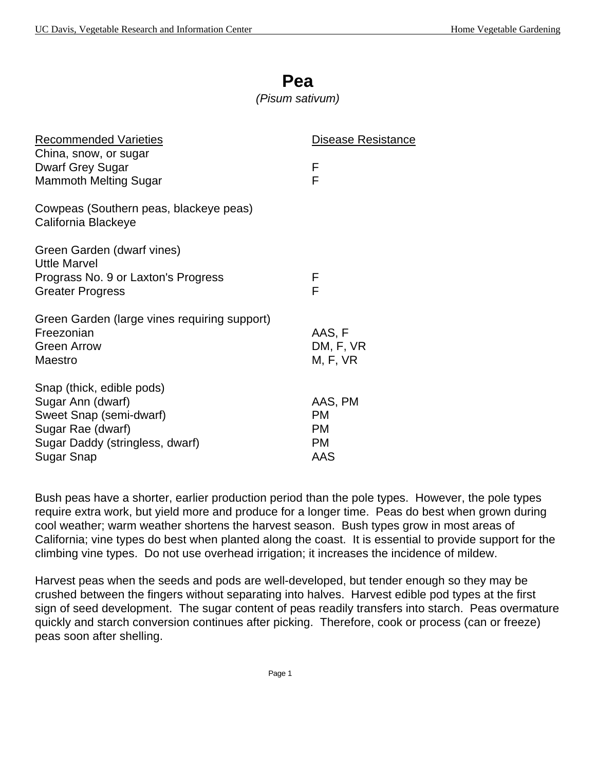# Pea

*(Pisum sativum)*

| Recommended Varieties | Disease Resistance |
|---|---|
| China, snow, or sugar | |
| Dwarf Grey Sugar | F |
| Mammoth Melting Sugar | F |
| | |
| Cowpeas (Southern peas, blackeye peas) | |
| California Blackeye | |
| | |
| Green Garden (dwarf vines) | |
| Uttle Marvel | |
| Prograss No. 9 or Laxton's Progress | F |
| Greater Progress | F |
| | |
| Green Garden (large vines requiring support) | |
| Freezonian | AAS, F |
| Green Arrow | DM, F, VR |
| Maestro | M, F, VR |
| | |
| Snap (thick, edible pods) | |
| Sugar Ann (dwarf) | AAS, PM |
| Sweet Snap (semi-dwarf) | PM |
| Sugar Rae (dwarf) | PM |
| Sugar Daddy (stringless, dwarf) | PM |
| Sugar Snap | AAS |

Bush peas have a shorter, earlier production period than the pole types. However, the pole types require extra work, but yield more and produce for a longer time. Peas do best when grown during cool weather; warm weather shortens the harvest season. Bush types grow in most areas of California; vine types do best when planted along the coast. It is essential to provide support for the climbing vine types. Do not use overhead irrigation; it increases the incidence of mildew.

Harvest peas when the seeds and pods are well-developed, but tender enough so they may be crushed between the fingers without separating into halves. Harvest edible pod types at the first sign of seed development. The sugar content of peas readily transfers into starch. Peas overmature quickly and starch conversion continues after picking. Therefore, cook or process (can or freeze) peas soon after shelling.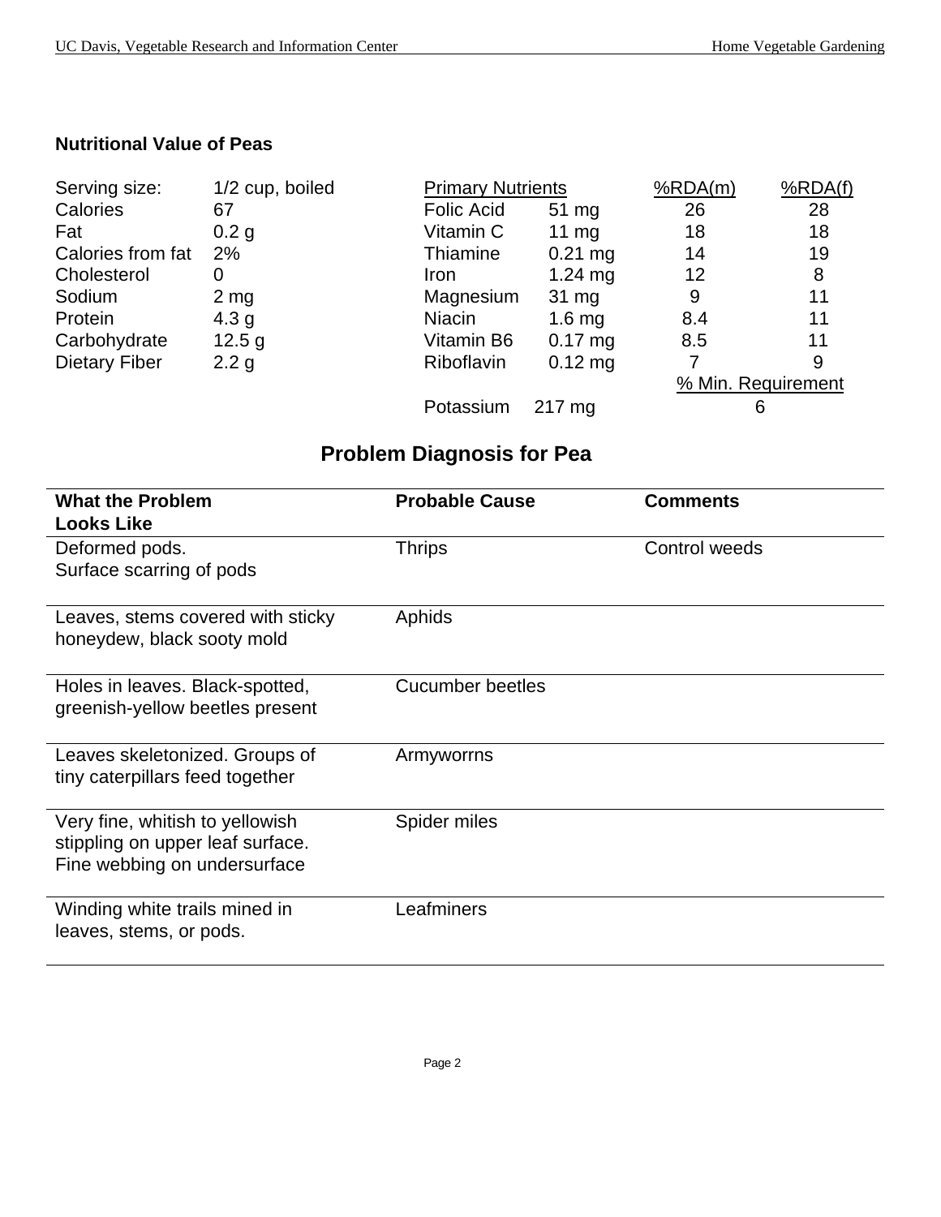### Nutritional Value of Peas

| | |
|---|---|
| Serving size: | 1/2 cup, boiled |
| Calories | 67 |
| Fat | 0.2 g |
| Calories from fat | 2% |
| Cholesterol | 0 |
| Sodium | 2 mg |
| Protein | 4.3 g |
| Carbohydrate | 12.5 g |
| Dietary Fiber | 2.2 g |

| Primary Nutrients | | %RDA(m) | %RDA(f) |
|---|---|---|---|
| Folic Acid | 51 mg | 26 | 28 |
| Vitamin C | 11 mg | 18 | 18 |
| Thiamine | 0.21 mg | 14 | 19 |
| Iron | 1.24 mg | 12 | 8 |
| Magnesium | 31 mg | 9 | 11 |
| Niacin | 1.6 mg | 8.4 | 11 |
| Vitamin B6 | 0.17 mg | 8.5 | 11 |
| Riboflavin | 0.12 mg | 7 | 9 |
| | | % Min. Requirement | |
| Potassium | 217 mg | 6 | |

## Problem Diagnosis for Pea

| What the Problem Looks Like | Probable Cause | Comments |
|---|---|---|
| Deformed pods. Surface scarring of pods | Thrips | Control weeds |
| Leaves, stems covered with sticky honeydew, black sooty mold | Aphids | |
| Holes in leaves. Black-spotted, greenish-yellow beetles present | Cucumber beetles | |
| Leaves skeletonized. Groups of tiny caterpillars feed together | Armyworrns | |
| Very fine, whitish to yellowish stippling on upper leaf surface. Fine webbing on undersurface | Spider miles | |
| Winding white trails mined in leaves, stems, or pods. | Leafminers | |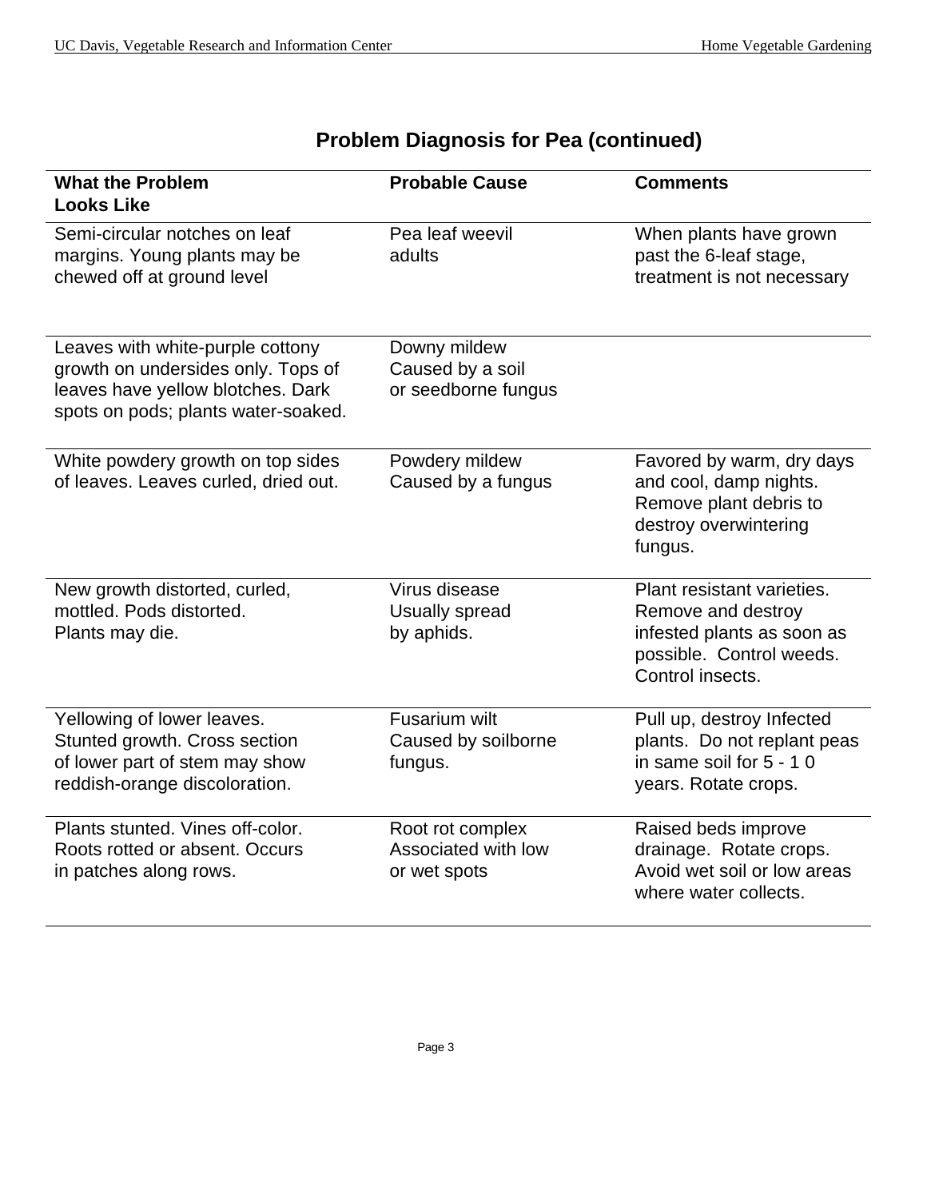## Problem Diagnosis for Pea (continued)

| What the Problem Looks Like | Probable Cause | Comments |
|---|---|---|
| Semi-circular notches on leaf margins. Young plants may be chewed off at ground level | Pea leaf weevil adults | When plants have grown past the 6-leaf stage, treatment is not necessary |
| Leaves with white-purple cottony growth on undersides only. Tops of leaves have yellow blotches. Dark spots on pods; plants water-soaked. | Downy mildew Caused by a soil or seedborne fungus | |
| White powdery growth on top sides of leaves. Leaves curled, dried out. | Powdery mildew Caused by a fungus | Favored by warm, dry days and cool, damp nights. Remove plant debris to destroy overwintering fungus. |
| New growth distorted, curled, mottled. Pods distorted. Plants may die. | Virus disease Usually spread by aphids. | Plant resistant varieties. Remove and destroy infested plants as soon as possible. Control weeds. Control insects. |
| Yellowing of lower leaves. Stunted growth. Cross section of lower part of stem may show reddish-orange discoloration. | Fusarium wilt Caused by soilborne fungus. | Pull up, destroy Infected plants. Do not replant peas in same soil for 5 - 1 0 years. Rotate crops. |
| Plants stunted. Vines off-color. Roots rotted or absent. Occurs in patches along rows. | Root rot complex Associated with low or wet spots | Raised beds improve drainage. Rotate crops. Avoid wet soil or low areas where water collects. |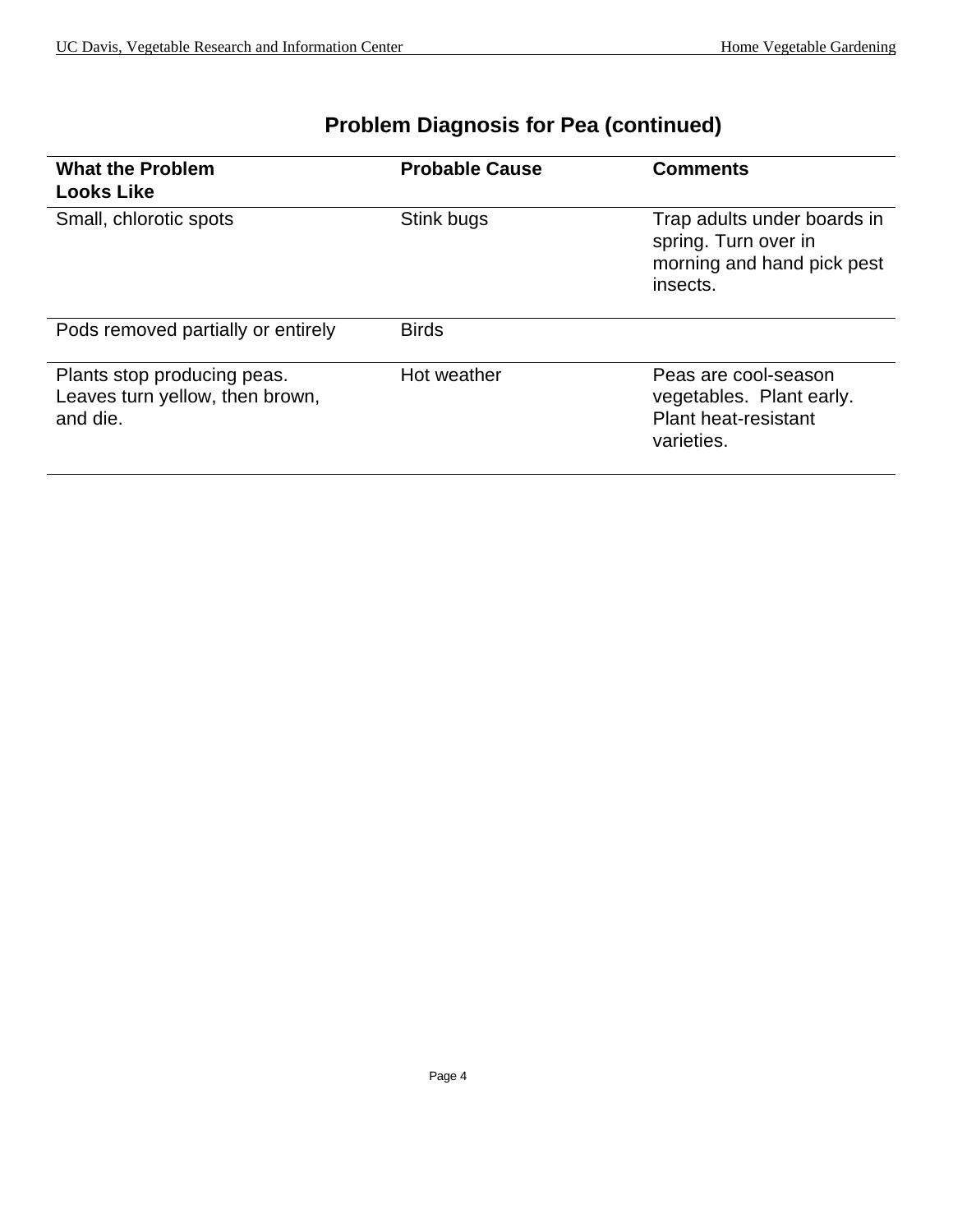## Problem Diagnosis for Pea (continued)

| What the Problem Looks Like | Probable Cause | Comments |
|---|---|---|
| Small, chlorotic spots | Stink bugs | Trap adults under boards in spring. Turn over in morning and hand pick pest insects. |
| Pods removed partially or entirely | Birds | |
| Plants stop producing peas. Leaves turn yellow, then brown, and die. | Hot weather | Peas are cool-season vegetables. Plant early. Plant heat-resistant varieties. |